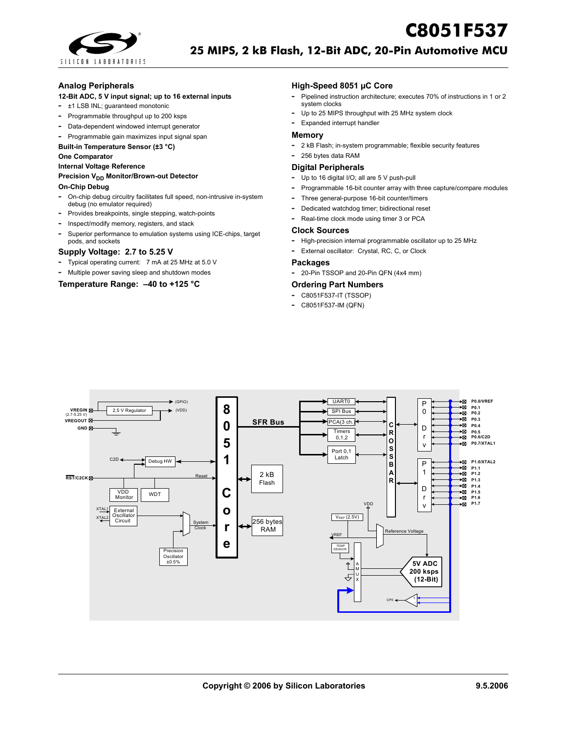# C8051F537

## 25 MIPS, 2 kB Flash, 12-Bit ADC, 20-Pin Automotive MCU

### Analog Peripherals

**12-Bit ADC, 5 V input signal; up to 16 external inputs**

- ±1 LSB INL; guaranteed monotonic
- Programmable throughput up to 200 ksps
- Data-dependent windowed interrupt generator
- Programmable gain maximizes input signal span

**Built-in Temperature Sensor (±3 °C)**

**One Comparator**

**Internal Voltage Reference**

**Precision $V_{DD}$ Monitor/Brown-out Detector**

**On-Chip Debug**

- On-chip debug circuitry facilitates full speed, non-intrusive in-system debug (no emulator required)
- Provides breakpoints, single stepping, watch-points
- Inspect/modify memory, registers, and stack
- Superior performance to emulation systems using ICE-chips, target pods, and sockets

### Supply Voltage: 2.7 to 5.25 V

- Typical operating current: 7 mA at 25 MHz at 5.0 V
- Multiple power saving sleep and shutdown modes

### Temperature Range: –40 to +125 °C

### High-Speed 8051 µC Core

- Pipelined instruction architecture; executes 70% of instructions in 1 or 2 system clocks
- Up to 25 MIPS throughput with 25 MHz system clock
- Expanded interrupt handler

### Memory

- 2 kB Flash; in-system programmable; flexible security features
- 256 bytes data RAM

### Digital Peripherals

- Up to 16 digital I/O; all are 5 V push-pull
- Programmable 16-bit counter array with three capture/compare modules
- Three general-purpose 16-bit counter/timers
- Dedicated watchdog timer; bidirectional reset
- Real-time clock mode using timer 3 or PCA

### Clock Sources

- High-precision internal programmable oscillator up to 25 MHz
- External oscillator: Crystal, RC, C, or Clock

### Packages

- 20-Pin TSSOP and 20-Pin QFN (4x4 mm)

### Ordering Part Numbers

- C8051F537-IT (TSSOP)
- C8051F537-IM (QFN)

**Copyright © 2006 by Silicon Laboratories** 9.5.2006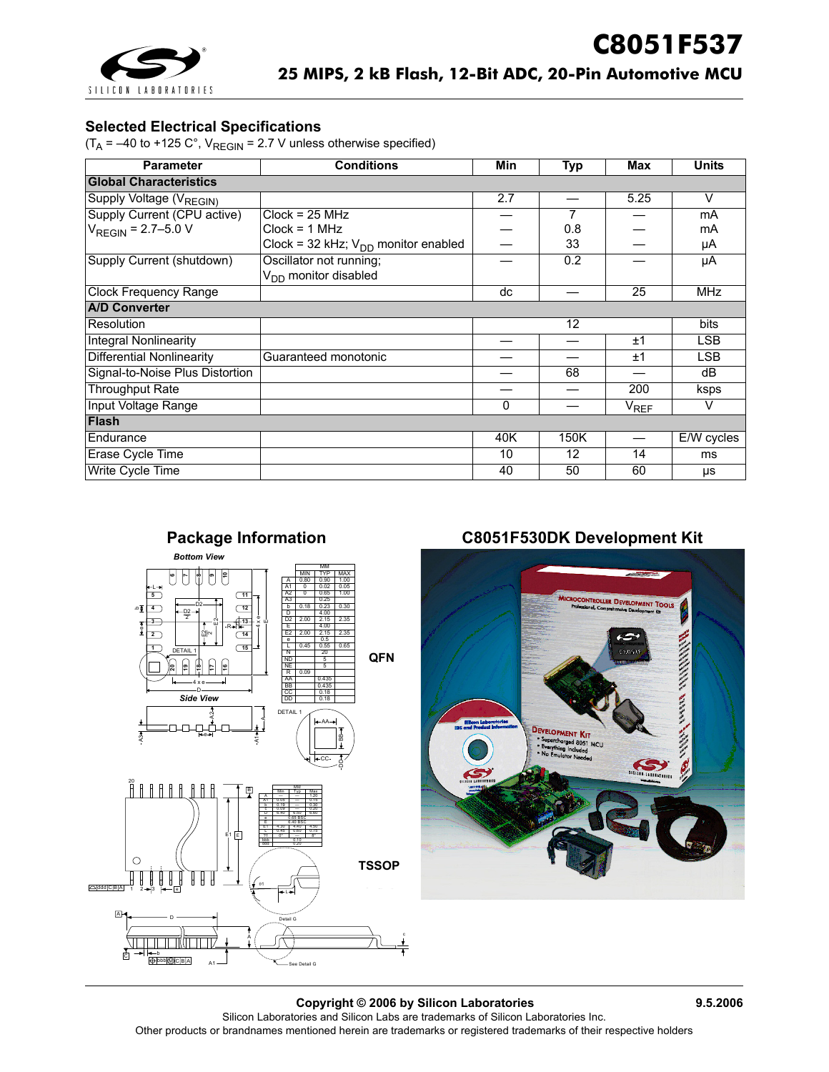## Selected Electrical Specifications

($T_A$ = –40 to +125 C°, $V_{REGIN}$ = 2.7 V unless otherwise specified)

| Parameter | Conditions | Min | Typ | Max | Units |
|---|---|---|---|---|---|
| **Global Characteristics** | | | | | |
| Supply Voltage ($V_{REGIN}$) | | 2.7 | — | 5.25 | V |
| Supply Current (CPU active) $V_{REGIN}$ = 2.7–5.0 V | Clock = 25 MHz | — | 7 | — | mA |
| | Clock = 1 MHz | — | 0.8 | — | mA |
| | Clock = 32 kHz; $V_{DD}$ monitor enabled | — | 33 | — | µA |
| Supply Current (shutdown) | Oscillator not running; $V_{DD}$ monitor disabled | — | 0.2 | — | µA |
| Clock Frequency Range | | dc | — | 25 | MHz |
| **A/D Converter** | | | | | |
| Resolution | | | 12 | | bits |
| Integral Nonlinearity | | — | — | ±1 | LSB |
| Differential Nonlinearity | Guaranteed monotonic | — | — | ±1 | LSB |
| Signal-to-Noise Plus Distortion | | — | 68 | — | dB |
| Throughput Rate | | — | — | 200 | ksps |
| Input Voltage Range | | 0 | — | $V_{REF}$ | V |
| **Flash** | | | | | |
| Endurance | | 40K | 150K | — | E/W cycles |
| Erase Cycle Time | | 10 | 12 | 14 | ms |
| Write Cycle Time | | 40 | 50 | 60 | µs |

## Package Information

Bottom View

Side View

DETAIL 1

QFN

| | MM | | |
|---|---|---|---|
| | MIN | TYP | MAX |
| A | 0.80 | 0.90 | 1.00 |
| A1 | 0 | 0.02 | 0.05 |
| A2 | 0 | 0.65 | 1.00 |
| A3 | | 0.25 | |
| b | 0.18 | 0.23 | 0.30 |
| D | | 4.00 | |
| D2 | 2.00 | 2.15 | 2.35 |
| E | | 4.00 | |
| E2 | 2.00 | 2.15 | 2.35 |
| e | | 0.5 | |
| L | 0.45 | 0.55 | 0.65 |
| N | | 20 | |
| ND | | 5 | |
| NE | | 5 | |
| R | 0.09 | | |
| AA | | 0.435 | |
| BB | | 0.435 | |
| CC | | 0.18 | |
| DD | | 0.18 | |

TSSOP

Detail G

See Detail G

## C8051F530DK Development Kit